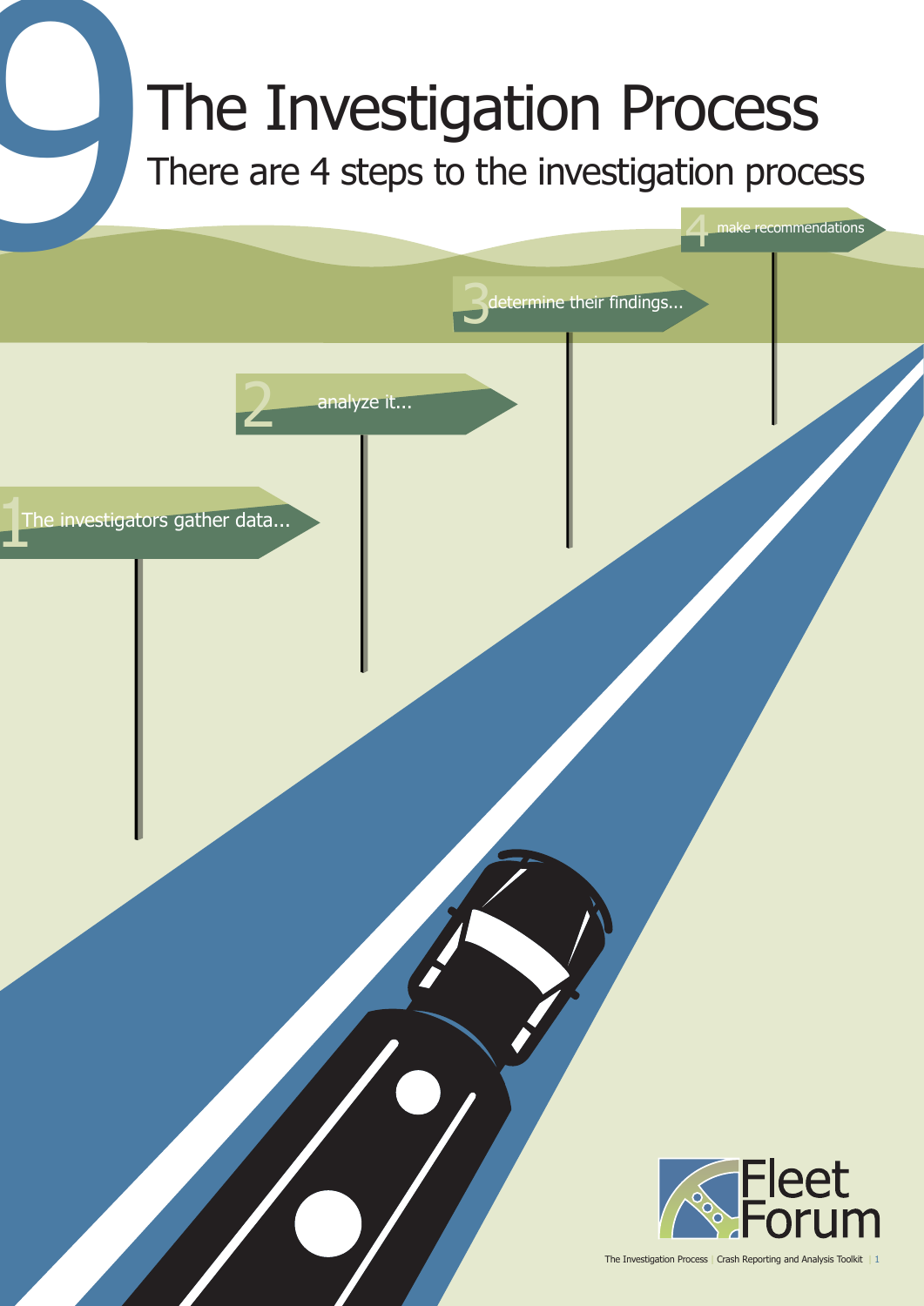# 9 The Investigation Process

## There are 4 steps to the investigation process

1. The investigators gather data...
2. analyze it...
3. determine their findings...
4. make recommendations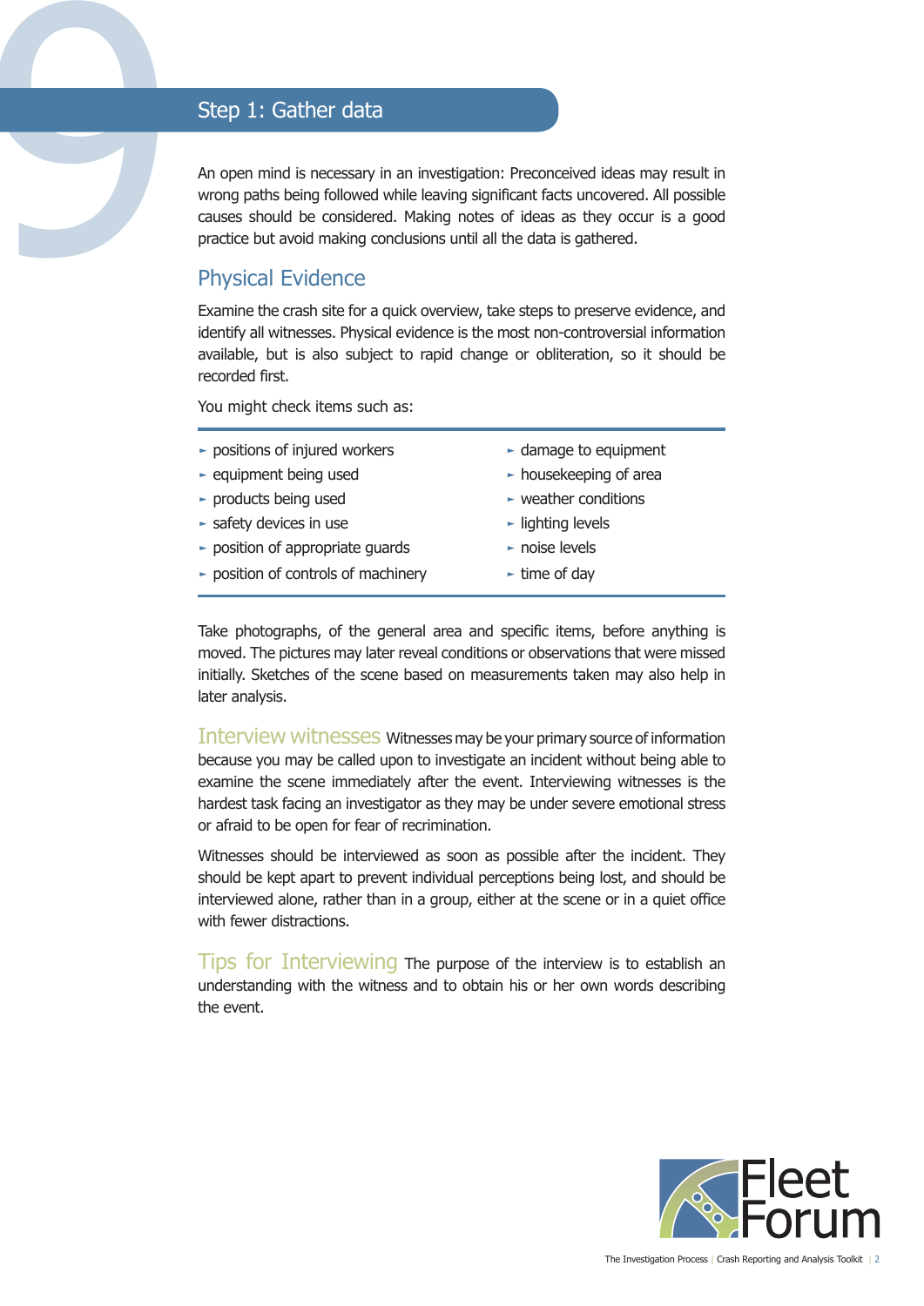## Step 1: Gather data

An open mind is necessary in an investigation: Preconceived ideas may result in wrong paths being followed while leaving significant facts uncovered. All possible causes should be considered. Making notes of ideas as they occur is a good practice but avoid making conclusions until all the data is gathered.

### Physical Evidence

Examine the crash site for a quick overview, take steps to preserve evidence, and identify all witnesses. Physical evidence is the most non-controversial information available, but is also subject to rapid change or obliteration, so it should be recorded first.

You might check items such as:

- positions of injured workers
- equipment being used
- products being used
- safety devices in use
- position of appropriate guards
- position of controls of machinery
- damage to equipment
- housekeeping of area
- weather conditions
- lighting levels
- noise levels
- time of day

Take photographs, of the general area and specific items, before anything is moved. The pictures may later reveal conditions or observations that were missed initially. Sketches of the scene based on measurements taken may also help in later analysis.

### Interview witnesses

Witnesses may be your primary source of information because you may be called upon to investigate an incident without being able to examine the scene immediately after the event. Interviewing witnesses is the hardest task facing an investigator as they may be under severe emotional stress or afraid to be open for fear of recrimination.

Witnesses should be interviewed as soon as possible after the incident. They should be kept apart to prevent individual perceptions being lost, and should be interviewed alone, rather than in a group, either at the scene or in a quiet office with fewer distractions.

### Tips for Interviewing

The purpose of the interview is to establish an understanding with the witness and to obtain his or her own words describing the event.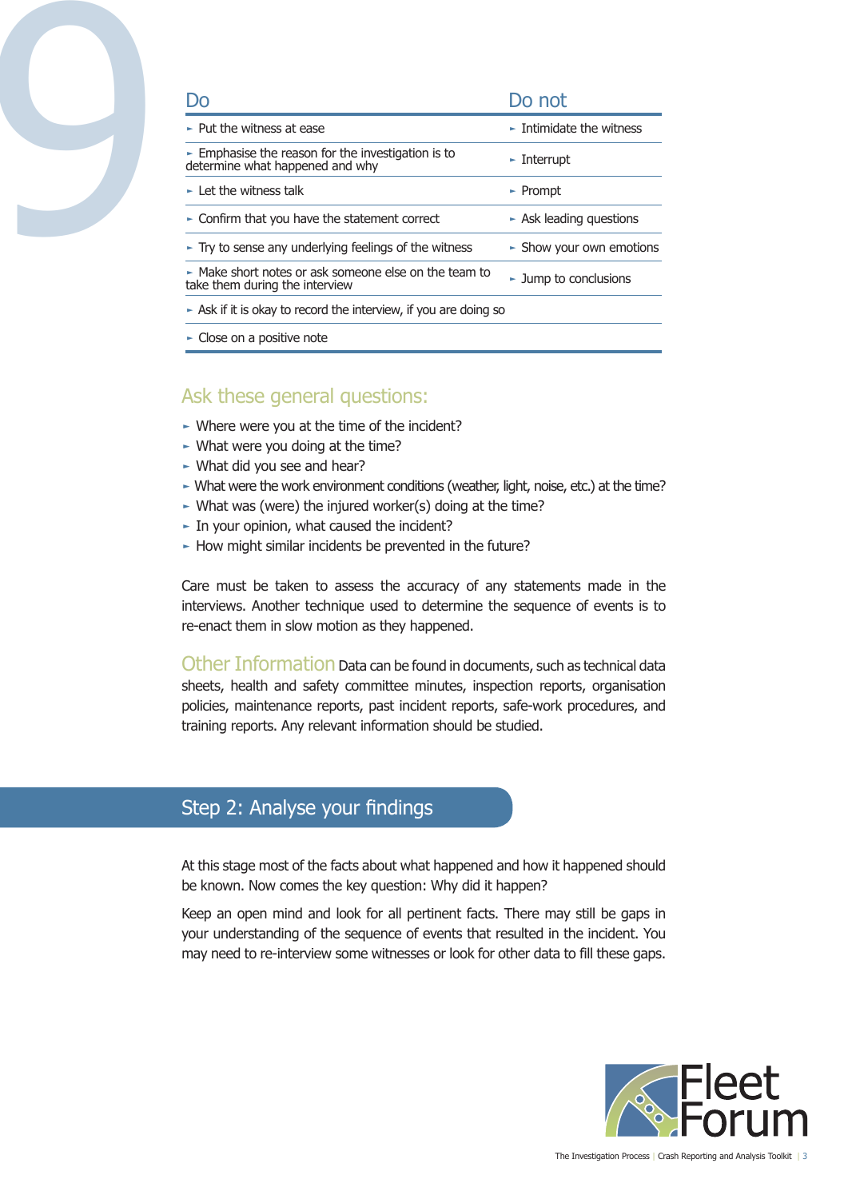| Do | Do not |
|---|---|
| ► Put the witness at ease | ► Intimidate the witness |
| ► Emphasise the reason for the investigation is to determine what happened and why | ► Interrupt |
| ► Let the witness talk | ► Prompt |
| ► Confirm that you have the statement correct | ► Ask leading questions |
| ► Try to sense any underlying feelings of the witness | ► Show your own emotions |
| ► Make short notes or ask someone else on the team to take them during the interview | ► Jump to conclusions |
| ► Ask if it is okay to record the interview, if you are doing so | |
| ► Close on a positive note | |

### Ask these general questions:

- Where were you at the time of the incident?
- What were you doing at the time?
- What did you see and hear?
- What were the work environment conditions (weather, light, noise, etc.) at the time?
- What was (were) the injured worker(s) doing at the time?
- In your opinion, what caused the incident?
- How might similar incidents be prevented in the future?

Care must be taken to assess the accuracy of any statements made in the interviews. Another technique used to determine the sequence of events is to re-enact them in slow motion as they happened.

**Other Information** Data can be found in documents, such as technical data sheets, health and safety committee minutes, inspection reports, organisation policies, maintenance reports, past incident reports, safe-work procedures, and training reports. Any relevant information should be studied.

## Step 2: Analyse your findings

At this stage most of the facts about what happened and how it happened should be known. Now comes the key question: Why did it happen?

Keep an open mind and look for all pertinent facts. There may still be gaps in your understanding of the sequence of events that resulted in the incident. You may need to re-interview some witnesses or look for other data to fill these gaps.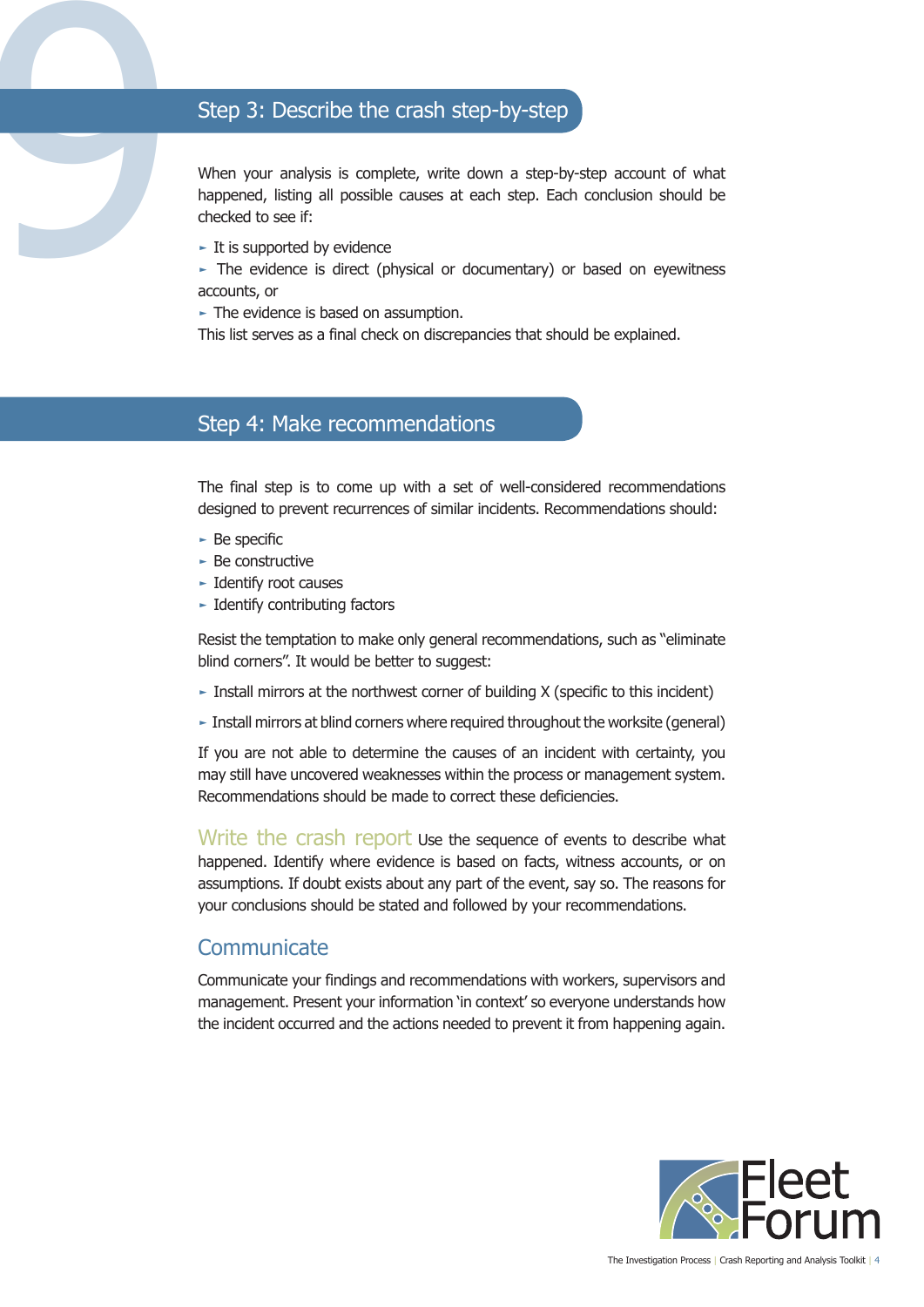## Step 3: Describe the crash step-by-step

When your analysis is complete, write down a step-by-step account of what happened, listing all possible causes at each step. Each conclusion should be checked to see if:

- It is supported by evidence
- The evidence is direct (physical or documentary) or based on eyewitness accounts, or
- The evidence is based on assumption.

This list serves as a final check on discrepancies that should be explained.

## Step 4: Make recommendations

The final step is to come up with a set of well-considered recommendations designed to prevent recurrences of similar incidents. Recommendations should:

- Be specific
- Be constructive
- Identify root causes
- Identify contributing factors

Resist the temptation to make only general recommendations, such as "eliminate blind corners". It would be better to suggest:

- Install mirrors at the northwest corner of building X (specific to this incident)
- Install mirrors at blind corners where required throughout the worksite (general)

If you are not able to determine the causes of an incident with certainty, you may still have uncovered weaknesses within the process or management system. Recommendations should be made to correct these deficiencies.

### Write the crash report

Use the sequence of events to describe what happened. Identify where evidence is based on facts, witness accounts, or on assumptions. If doubt exists about any part of the event, say so. The reasons for your conclusions should be stated and followed by your recommendations.

### Communicate

Communicate your findings and recommendations with workers, supervisors and management. Present your information 'in context' so everyone understands how the incident occurred and the actions needed to prevent it from happening again.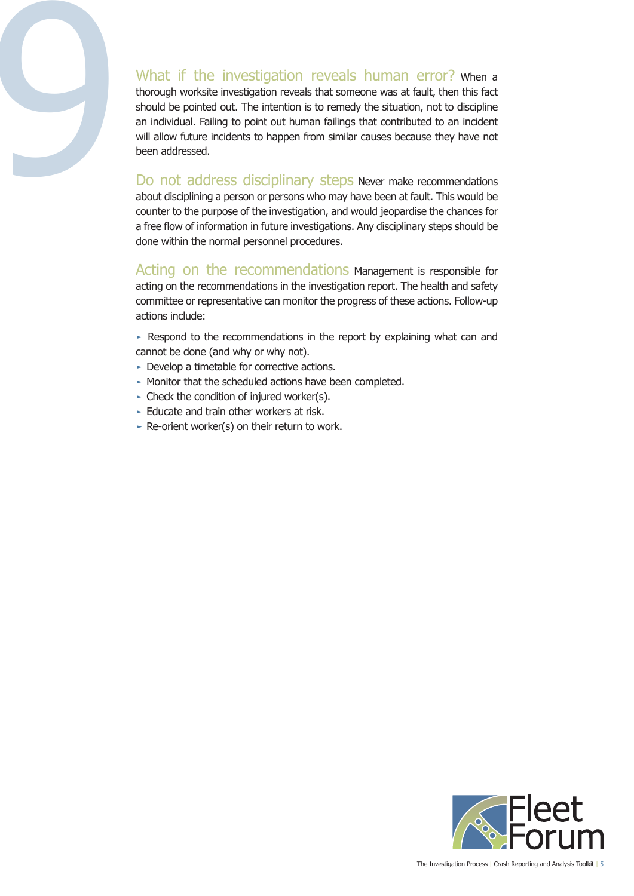**What if the investigation reveals human error?** When a thorough worksite investigation reveals that someone was at fault, then this fact should be pointed out. The intention is to remedy the situation, not to discipline an individual. Failing to point out human failings that contributed to an incident will allow future incidents to happen from similar causes because they have not been addressed.

**Do not address disciplinary steps** Never make recommendations about disciplining a person or persons who may have been at fault. This would be counter to the purpose of the investigation, and would jeopardise the chances for a free flow of information in future investigations. Any disciplinary steps should be done within the normal personnel procedures.

**Acting on the recommendations** Management is responsible for acting on the recommendations in the investigation report. The health and safety committee or representative can monitor the progress of these actions. Follow-up actions include:

- Respond to the recommendations in the report by explaining what can and cannot be done (and why or why not).
- Develop a timetable for corrective actions.
- Monitor that the scheduled actions have been completed.
- Check the condition of injured worker(s).
- Educate and train other workers at risk.
- Re-orient worker(s) on their return to work.